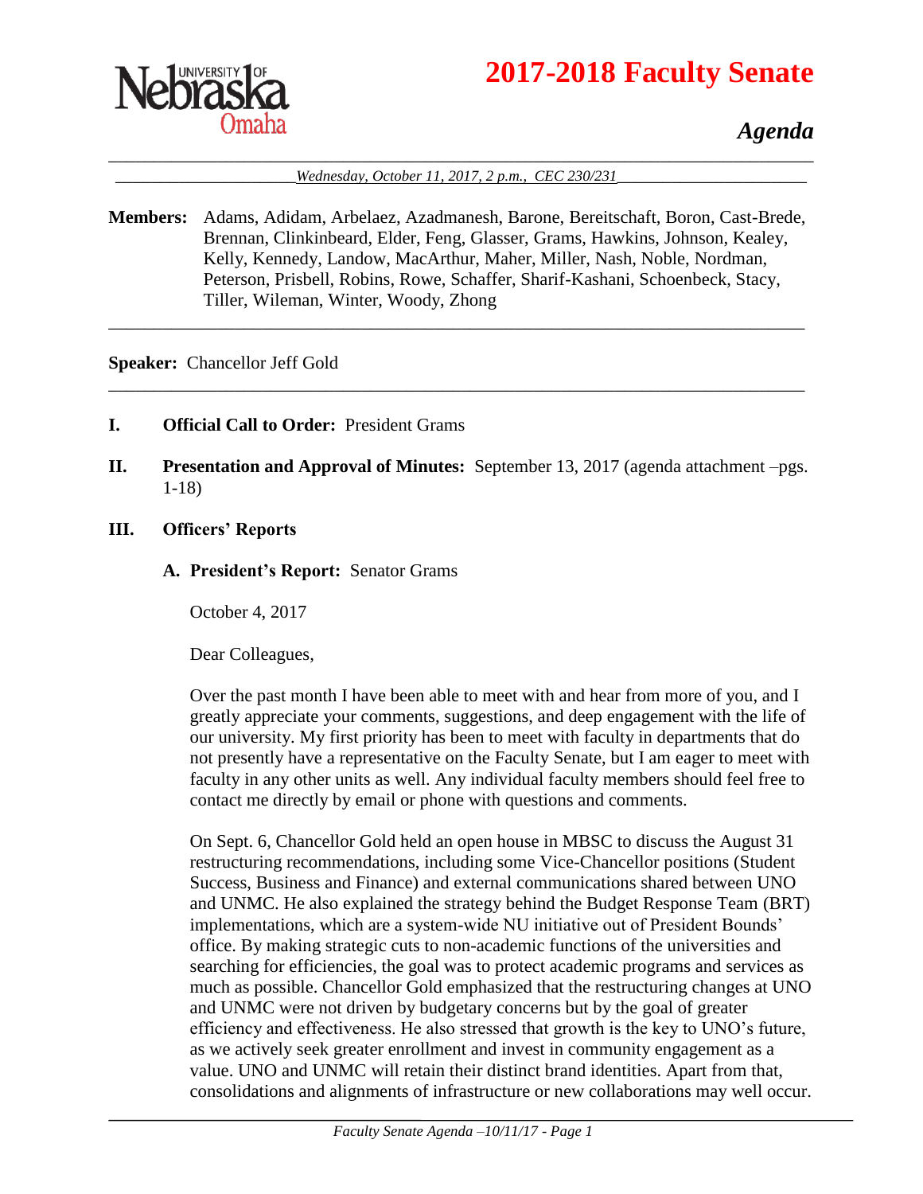# 2017-2018 Faculty Senate

## *Agenda*

*Wednesday, October 11, 2017, 2 p.m., CEC 230/231*

**Members:** Adams, Adidam, Arbelaez, Azadmanesh, Barone, Bereitschaft, Boron, Cast-Brede, Brennan, Clinkinbeard, Elder, Feng, Glasser, Grams, Hawkins, Johnson, Kealey, Kelly, Kennedy, Landow, MacArthur, Maher, Miller, Nash, Noble, Nordman, Peterson, Prisbell, Robins, Rowe, Schaffer, Sharif-Kashani, Schoenbeck, Stacy, Tiller, Wileman, Winter, Woody, Zhong

---

**Speaker:** Chancellor Jeff Gold

---

**I. Official Call to Order:** President Grams

**II. Presentation and Approval of Minutes:** September 13, 2017 (agenda attachment –pgs. 1-18)

**III. Officers' Reports**

**A. President's Report:** Senator Grams

October 4, 2017

Dear Colleagues,

Over the past month I have been able to meet with and hear from more of you, and I greatly appreciate your comments, suggestions, and deep engagement with the life of our university. My first priority has been to meet with faculty in departments that do not presently have a representative on the Faculty Senate, but I am eager to meet with faculty in any other units as well. Any individual faculty members should feel free to contact me directly by email or phone with questions and comments.

On Sept. 6, Chancellor Gold held an open house in MBSC to discuss the August 31 restructuring recommendations, including some Vice-Chancellor positions (Student Success, Business and Finance) and external communications shared between UNO and UNMC. He also explained the strategy behind the Budget Response Team (BRT) implementations, which are a system-wide NU initiative out of President Bounds' office. By making strategic cuts to non-academic functions of the universities and searching for efficiencies, the goal was to protect academic programs and services as much as possible. Chancellor Gold emphasized that the restructuring changes at UNO and UNMC were not driven by budgetary concerns but by the goal of greater efficiency and effectiveness. He also stressed that growth is the key to UNO's future, as we actively seek greater enrollment and invest in community engagement as a value. UNO and UNMC will retain their distinct brand identities. Apart from that, consolidations and alignments of infrastructure or new collaborations may well occur.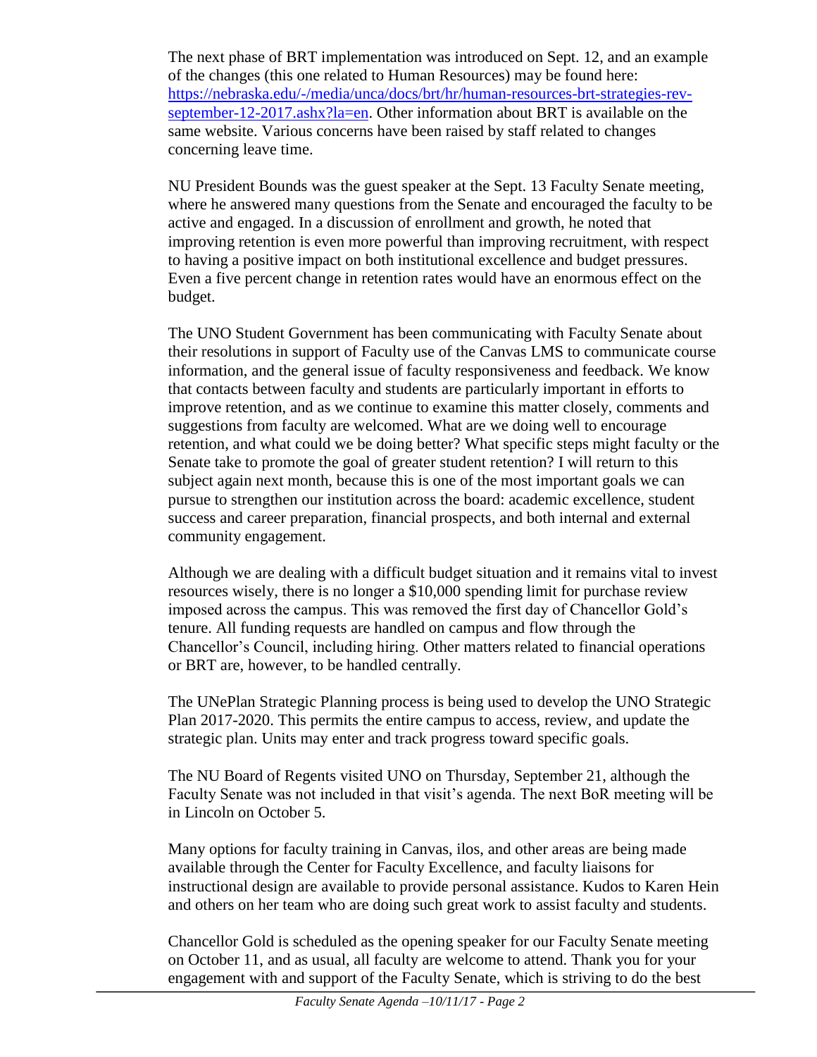The next phase of BRT implementation was introduced on Sept. 12, and an example of the changes (this one related to Human Resources) may be found here: [https://nebraska.edu/-/media/unca/docs/brt/hr/human-resources-brt-strategies-rev-september-12-2017.ashx?la=en](https://nebraska.edu/-/media/unca/docs/brt/hr/human-resources-brt-strategies-rev-september-12-2017.ashx?la=en). Other information about BRT is available on the same website. Various concerns have been raised by staff related to changes concerning leave time.

NU President Bounds was the guest speaker at the Sept. 13 Faculty Senate meeting, where he answered many questions from the Senate and encouraged the faculty to be active and engaged. In a discussion of enrollment and growth, he noted that improving retention is even more powerful than improving recruitment, with respect to having a positive impact on both institutional excellence and budget pressures. Even a five percent change in retention rates would have an enormous effect on the budget.

The UNO Student Government has been communicating with Faculty Senate about their resolutions in support of Faculty use of the Canvas LMS to communicate course information, and the general issue of faculty responsiveness and feedback. We know that contacts between faculty and students are particularly important in efforts to improve retention, and as we continue to examine this matter closely, comments and suggestions from faculty are welcomed. What are we doing well to encourage retention, and what could we be doing better? What specific steps might faculty or the Senate take to promote the goal of greater student retention? I will return to this subject again next month, because this is one of the most important goals we can pursue to strengthen our institution across the board: academic excellence, student success and career preparation, financial prospects, and both internal and external community engagement.

Although we are dealing with a difficult budget situation and it remains vital to invest resources wisely, there is no longer a $10,000 spending limit for purchase review imposed across the campus. This was removed the first day of Chancellor Gold's tenure. All funding requests are handled on campus and flow through the Chancellor's Council, including hiring. Other matters related to financial operations or BRT are, however, to be handled centrally.

The UNePlan Strategic Planning process is being used to develop the UNO Strategic Plan 2017-2020. This permits the entire campus to access, review, and update the strategic plan. Units may enter and track progress toward specific goals.

The NU Board of Regents visited UNO on Thursday, September 21, although the Faculty Senate was not included in that visit's agenda. The next BoR meeting will be in Lincoln on October 5.

Many options for faculty training in Canvas, ilos, and other areas are being made available through the Center for Faculty Excellence, and faculty liaisons for instructional design are available to provide personal assistance. Kudos to Karen Hein and others on her team who are doing such great work to assist faculty and students.

Chancellor Gold is scheduled as the opening speaker for our Faculty Senate meeting on October 11, and as usual, all faculty are welcome to attend. Thank you for your engagement with and support of the Faculty Senate, which is striving to do the best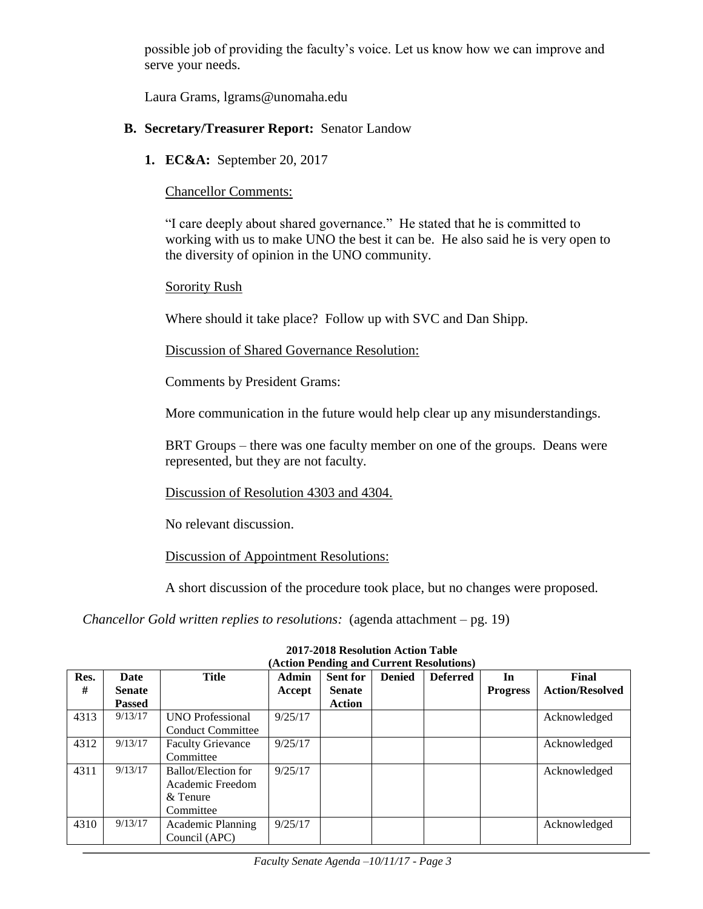possible job of providing the faculty's voice. Let us know how we can improve and serve your needs.

Laura Grams, lgrams@unomaha.edu

**B. Secretary/Treasurer Report:** Senator Landow

**1. EC&A:** September 20, 2017

Chancellor Comments:

"I care deeply about shared governance." He stated that he is committed to working with us to make UNO the best it can be. He also said he is very open to the diversity of opinion in the UNO community.

Sorority Rush

Where should it take place? Follow up with SVC and Dan Shipp.

Discussion of Shared Governance Resolution:

Comments by President Grams:

More communication in the future would help clear up any misunderstandings.

BRT Groups – there was one faculty member on one of the groups. Deans were represented, but they are not faculty.

Discussion of Resolution 4303 and 4304.

No relevant discussion.

Discussion of Appointment Resolutions:

A short discussion of the procedure took place, but no changes were proposed.

*Chancellor Gold written replies to resolutions:* (agenda attachment – pg. 19)

**2017-2018 Resolution Action Table**
**(Action Pending and Current Resolutions)**

| Res. # | Date Senate Passed | Title | Admin Accept | Sent for Senate Action | Denied | Deferred | In Progress | Final Action/Resolved |
|---|---|---|---|---|---|---|---|---|
| 4313 | 9/13/17 | UNO Professional Conduct Committee | 9/25/17 | | | | | Acknowledged |
| 4312 | 9/13/17 | Faculty Grievance Committee | 9/25/17 | | | | | Acknowledged |
| 4311 | 9/13/17 | Ballot/Election for Academic Freedom & Tenure Committee | 9/25/17 | | | | | Acknowledged |
| 4310 | 9/13/17 | Academic Planning Council (APC) | 9/25/17 | | | | | Acknowledged |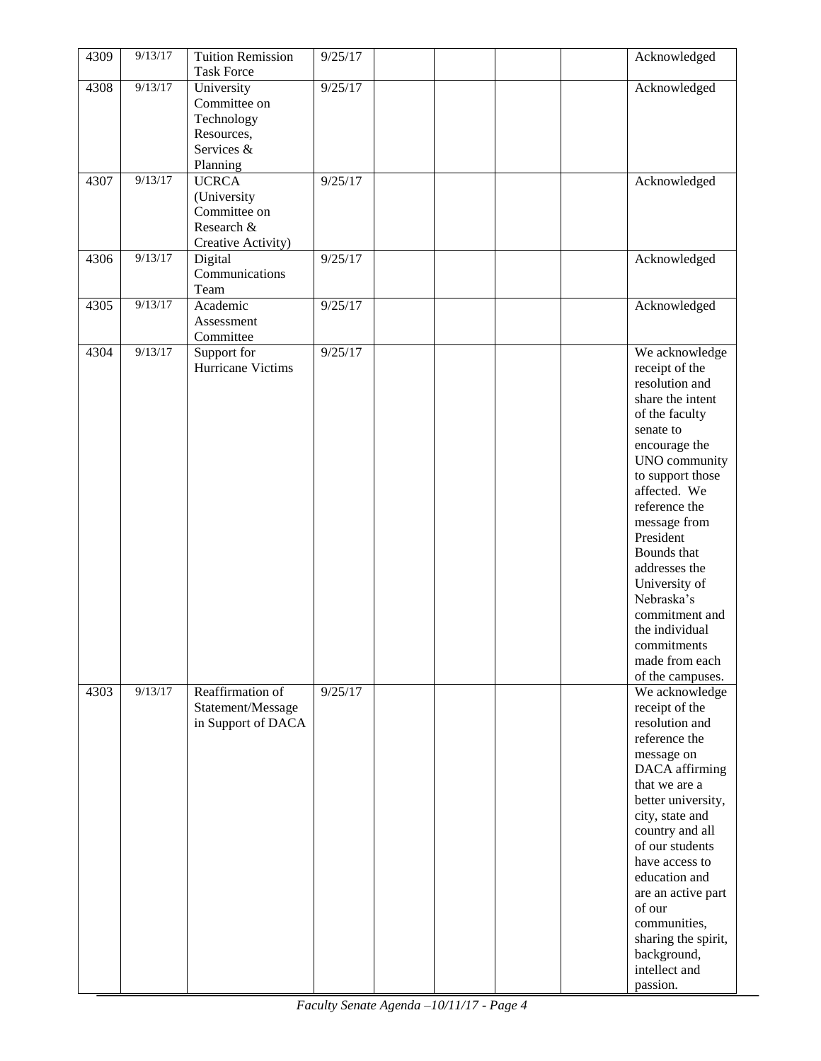| | | | | | | | | |
|---|---|---|---|---|---|---|---|---|
| 4309 | 9/13/17 | Tuition Remission Task Force | 9/25/17 | | | | | Acknowledged |
| 4308 | 9/13/17 | University Committee on Technology Resources, Services & Planning | 9/25/17 | | | | | Acknowledged |
| 4307 | 9/13/17 | UCRCA (University Committee on Research & Creative Activity) | 9/25/17 | | | | | Acknowledged |
| 4306 | 9/13/17 | Digital Communications Team | 9/25/17 | | | | | Acknowledged |
| 4305 | 9/13/17 | Academic Assessment Committee | 9/25/17 | | | | | Acknowledged |
| 4304 | 9/13/17 | Support for Hurricane Victims | 9/25/17 | | | | | We acknowledge receipt of the resolution and share the intent of the faculty senate to encourage the UNO community to support those affected. We reference the message from President Bounds that addresses the University of Nebraska's commitment and the individual commitments made from each of the campuses. |
| 4303 | 9/13/17 | Reaffirmation of Statement/Message in Support of DACA | 9/25/17 | | | | | We acknowledge receipt of the resolution and reference the message on DACA affirming that we are a better university, city, state and country and all of our students have access to education and are an active part of our communities, sharing the spirit, background, intellect and passion. |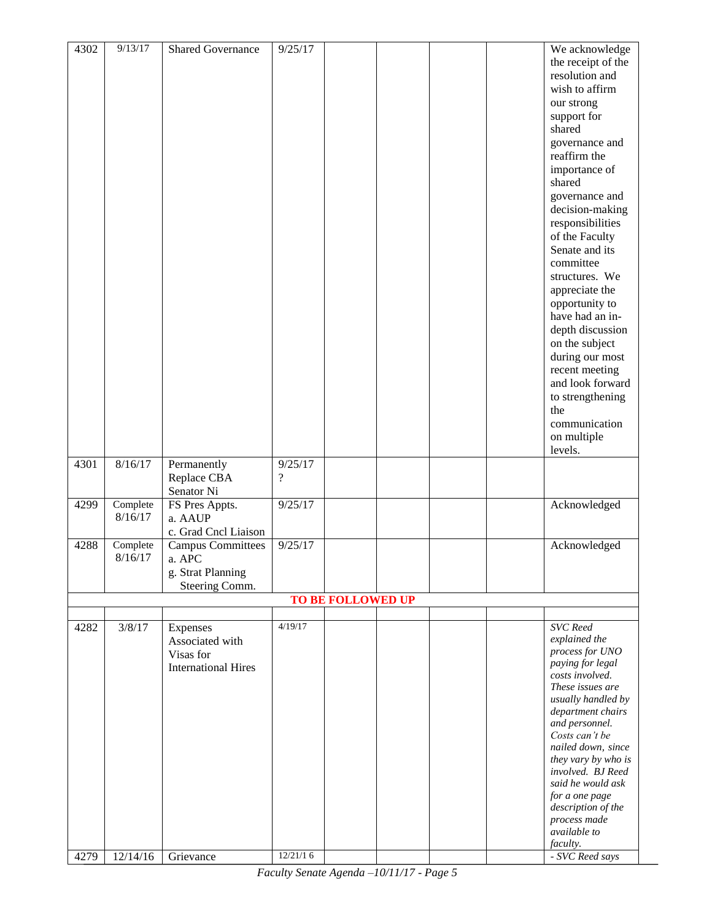| | | | | | | | | |
|---|---|---|---|---|---|---|---|---|
| 4302 | 9/13/17 | Shared Governance | 9/25/17 | | | | | We acknowledge the receipt of the resolution and wish to affirm our strong support for shared governance and reaffirm the importance of shared governance and decision-making responsibilities of the Faculty Senate and its committee structures. We appreciate the opportunity to have had an in-depth discussion on the subject during our most recent meeting and look forward to strengthening the communication on multiple levels. |
| 4301 | 8/16/17 | Permanently Replace CBA Senator Ni | 9/25/17 ? | | | | | |
| 4299 | Complete 8/16/17 | FS Pres Appts. a. AAUP c. Grad Cncl Liaison | 9/25/17 | | | | | Acknowledged |
| 4288 | Complete 8/16/17 | Campus Committees a. APC g. Strat Planning Steering Comm. | 9/25/17 | | | | | Acknowledged |
| | | | **TO BE FOLLOWED UP** | | | | | |
| | | | | | | | | |
| 4282 | 3/8/17 | Expenses Associated with Visas for International Hires | 4/19/17 | | | | | *SVC Reed explained the process for UNO paying for legal costs involved. These issues are usually handled by department chairs and personnel. Costs can't be nailed down, since they vary by who is involved. BJ Reed said he would ask for a one page description of the process made available to faculty.* |
| 4279 | 12/14/16 | Grievance | 12/21/1 6 | | | | | *- SVC Reed says* |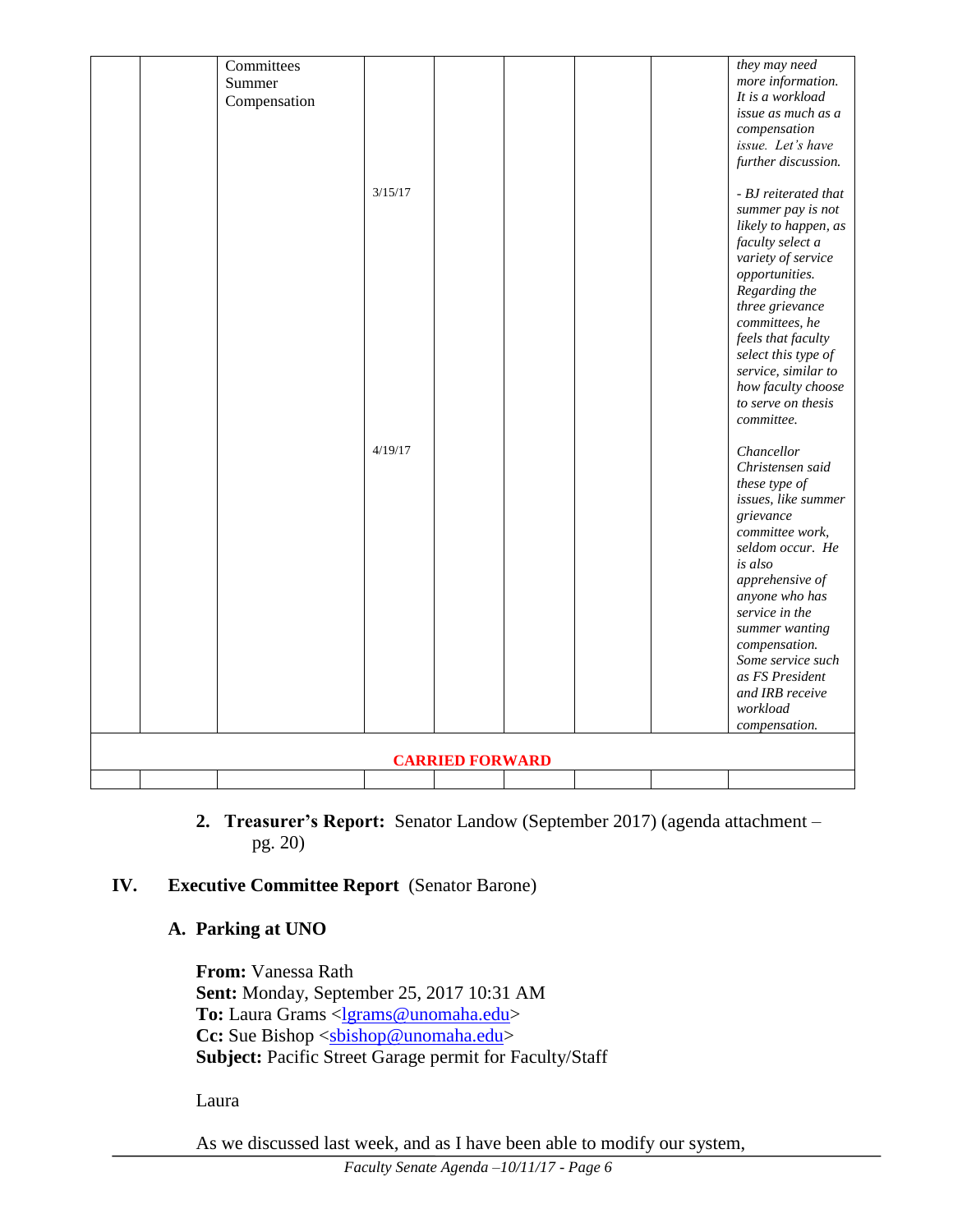| | | | | | | | | |
|---|---|---|---|---|---|---|---|---|
| | | Committees Summer Compensation | | | | | | *they may need more information. It is a workload issue as much as a compensation issue. Let's have further discussion.* |
| | | | 3/15/17 | | | | | *- BJ reiterated that summer pay is not likely to happen, as faculty select a variety of service opportunities. Regarding the three grievance committees, he feels that faculty select this type of service, similar to how faculty choose to serve on thesis committee.* |
| | | | 4/19/17 | | | | | *Chancellor Christensen said these type of issues, like summer grievance committee work, seldom occur. He is also apprehensive of anyone who has service in the summer wanting compensation. Some service such as FS President and IRB receive workload compensation.* |
| **CARRIED FORWARD** | | | | | | | | |
| | | | | | | | | |

2. **Treasurer's Report:** Senator Landow (September 2017) (agenda attachment – pg. 20)

## IV. Executive Committee Report (Senator Barone)

### A. Parking at UNO

**From:** Vanessa Rath
**Sent:** Monday, September 25, 2017 10:31 AM
**To:** Laura Grams <lgrams@unomaha.edu>
**Cc:** Sue Bishop <sbishop@unomaha.edu>
**Subject:** Pacific Street Garage permit for Faculty/Staff

Laura

As we discussed last week, and as I have been able to modify our system,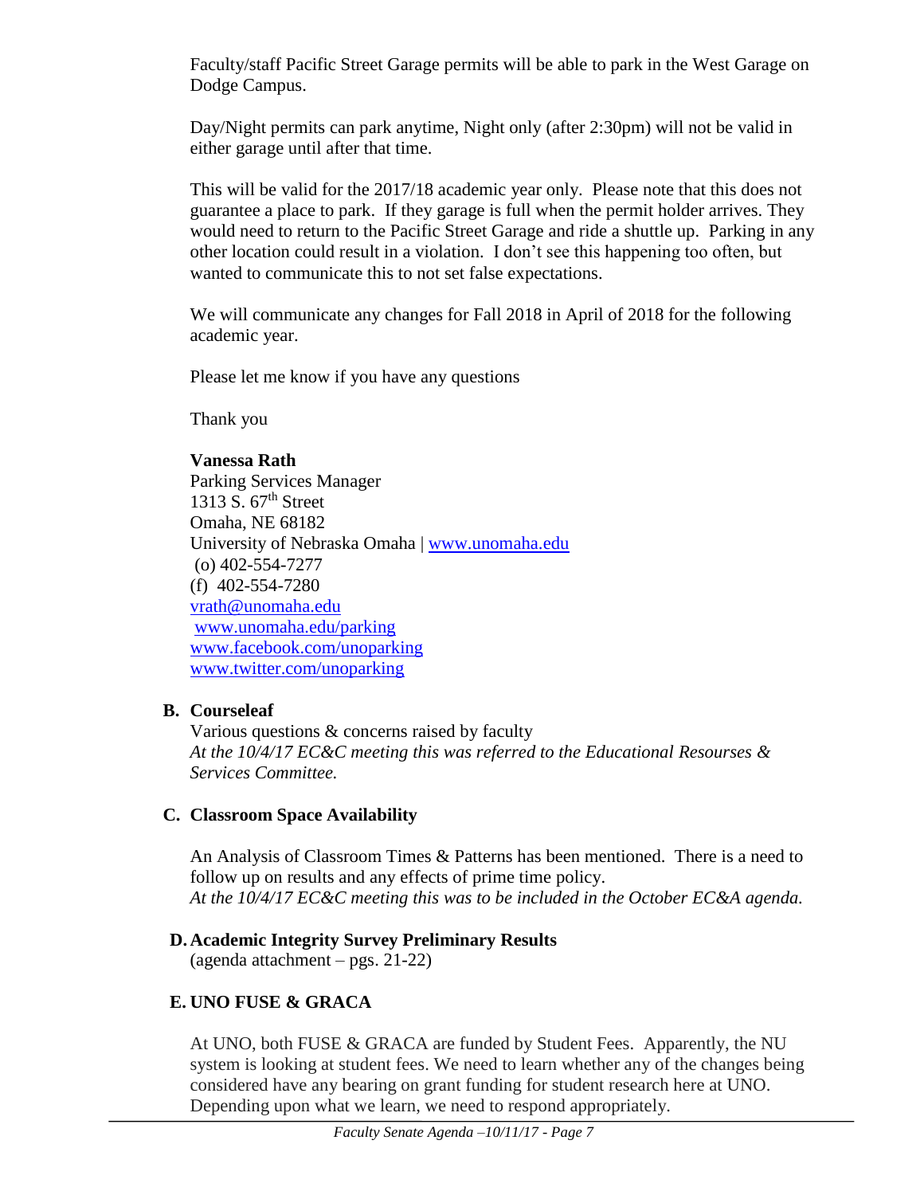Faculty/staff Pacific Street Garage permits will be able to park in the West Garage on Dodge Campus.

Day/Night permits can park anytime, Night only (after 2:30pm) will not be valid in either garage until after that time.

This will be valid for the 2017/18 academic year only. Please note that this does not guarantee a place to park. If they garage is full when the permit holder arrives. They would need to return to the Pacific Street Garage and ride a shuttle up. Parking in any other location could result in a violation. I don't see this happening too often, but wanted to communicate this to not set false expectations.

We will communicate any changes for Fall 2018 in April of 2018 for the following academic year.

Please let me know if you have any questions

Thank you

**Vanessa Rath**
Parking Services Manager
1313 S. 67th Street
Omaha, NE 68182
University of Nebraska Omaha | www.unomaha.edu
(o) 402-554-7277
(f) 402-554-7280
vrath@unomaha.edu
www.unomaha.edu/parking
www.facebook.com/unoparking
www.twitter.com/unoparking

**B. Courseleaf**

Various questions & concerns raised by faculty
*At the 10/4/17 EC&C meeting this was referred to the Educational Resourses & Services Committee.*

**C. Classroom Space Availability**

An Analysis of Classroom Times & Patterns has been mentioned. There is a need to follow up on results and any effects of prime time policy.
*At the 10/4/17 EC&C meeting this was to be included in the October EC&A agenda.*

**D. Academic Integrity Survey Preliminary Results**
(agenda attachment – pgs. 21-22)

**E. UNO FUSE & GRACA**

At UNO, both FUSE & GRACA are funded by Student Fees. Apparently, the NU system is looking at student fees. We need to learn whether any of the changes being considered have any bearing on grant funding for student research here at UNO. Depending upon what we learn, we need to respond appropriately.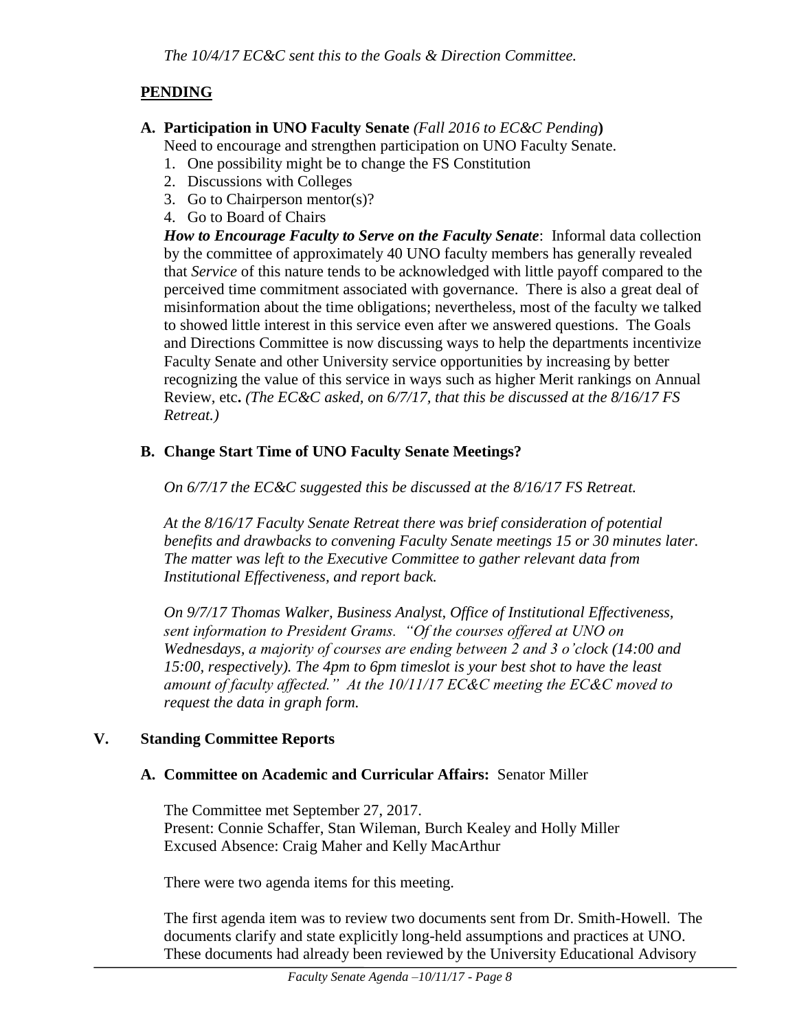*The 10/4/17 EC&C sent this to the Goals & Direction Committee.*

## PENDING

**A. Participation in UNO Faculty Senate** *(Fall 2016 to EC&C Pending)*

Need to encourage and strengthen participation on UNO Faculty Senate.

1. One possibility might be to change the FS Constitution
2. Discussions with Colleges
3. Go to Chairperson mentor(s)?
4. Go to Board of Chairs

***How to Encourage Faculty to Serve on the Faculty Senate***: Informal data collection by the committee of approximately 40 UNO faculty members has generally revealed that *Service* of this nature tends to be acknowledged with little payoff compared to the perceived time commitment associated with governance. There is also a great deal of misinformation about the time obligations; nevertheless, most of the faculty we talked to showed little interest in this service even after we answered questions. The Goals and Directions Committee is now discussing ways to help the departments incentivize Faculty Senate and other University service opportunities by increasing by better recognizing the value of this service in ways such as higher Merit rankings on Annual Review, etc**.** *(The EC&C asked, on 6/7/17, that this be discussed at the 8/16/17 FS Retreat.)*

**B. Change Start Time of UNO Faculty Senate Meetings?**

*On 6/7/17 the EC&C suggested this be discussed at the 8/16/17 FS Retreat.*

*At the 8/16/17 Faculty Senate Retreat there was brief consideration of potential benefits and drawbacks to convening Faculty Senate meetings 15 or 30 minutes later. The matter was left to the Executive Committee to gather relevant data from Institutional Effectiveness, and report back.*

*On 9/7/17 Thomas Walker, Business Analyst, Office of Institutional Effectiveness, sent information to President Grams. "Of the courses offered at UNO on Wednesdays, a majority of courses are ending between 2 and 3 o'clock (14:00 and 15:00, respectively). The 4pm to 6pm timeslot is your best shot to have the least amount of faculty affected." At the 10/11/17 EC&C meeting the EC&C moved to request the data in graph form.*

## V. Standing Committee Reports

**A. Committee on Academic and Curricular Affairs:** Senator Miller

The Committee met September 27, 2017.
Present: Connie Schaffer, Stan Wileman, Burch Kealey and Holly Miller
Excused Absence: Craig Maher and Kelly MacArthur

There were two agenda items for this meeting.

The first agenda item was to review two documents sent from Dr. Smith-Howell. The documents clarify and state explicitly long-held assumptions and practices at UNO. These documents had already been reviewed by the University Educational Advisory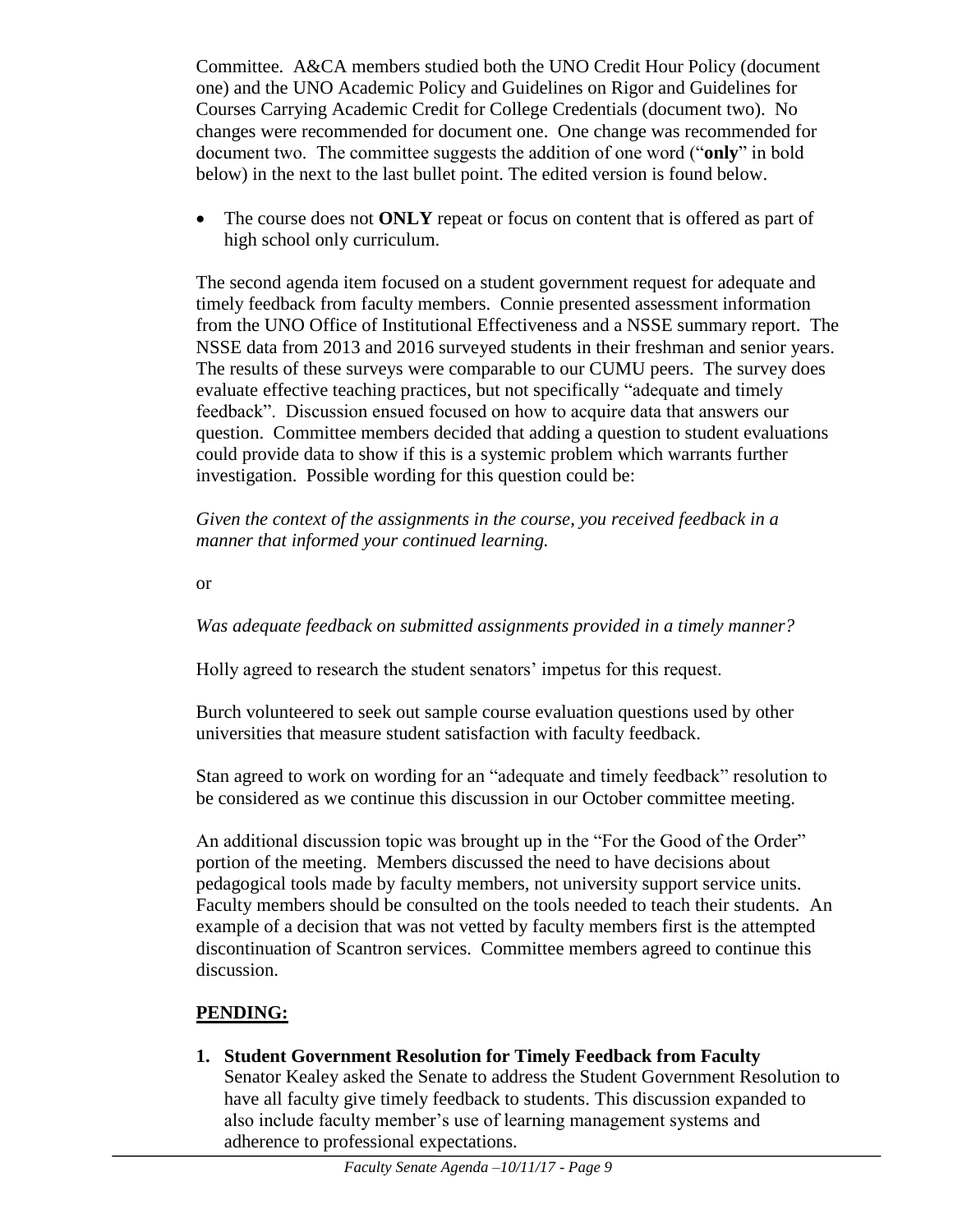Committee. A&CA members studied both the UNO Credit Hour Policy (document one) and the UNO Academic Policy and Guidelines on Rigor and Guidelines for Courses Carrying Academic Credit for College Credentials (document two). No changes were recommended for document one. One change was recommended for document two. The committee suggests the addition of one word ("**only**" in bold below) in the next to the last bullet point. The edited version is found below.

- The course does not **ONLY** repeat or focus on content that is offered as part of high school only curriculum.

The second agenda item focused on a student government request for adequate and timely feedback from faculty members. Connie presented assessment information from the UNO Office of Institutional Effectiveness and a NSSE summary report. The NSSE data from 2013 and 2016 surveyed students in their freshman and senior years. The results of these surveys were comparable to our CUMU peers. The survey does evaluate effective teaching practices, but not specifically "adequate and timely feedback". Discussion ensued focused on how to acquire data that answers our question. Committee members decided that adding a question to student evaluations could provide data to show if this is a systemic problem which warrants further investigation. Possible wording for this question could be:

*Given the context of the assignments in the course, you received feedback in a manner that informed your continued learning.*

or

*Was adequate feedback on submitted assignments provided in a timely manner?*

Holly agreed to research the student senators' impetus for this request.

Burch volunteered to seek out sample course evaluation questions used by other universities that measure student satisfaction with faculty feedback.

Stan agreed to work on wording for an "adequate and timely feedback" resolution to be considered as we continue this discussion in our October committee meeting.

An additional discussion topic was brought up in the "For the Good of the Order" portion of the meeting. Members discussed the need to have decisions about pedagogical tools made by faculty members, not university support service units. Faculty members should be consulted on the tools needed to teach their students. An example of a decision that was not vetted by faculty members first is the attempted discontinuation of Scantron services. Committee members agreed to continue this discussion.

## PENDING:

1. **Student Government Resolution for Timely Feedback from Faculty**
   Senator Kealey asked the Senate to address the Student Government Resolution to have all faculty give timely feedback to students. This discussion expanded to also include faculty member's use of learning management systems and adherence to professional expectations.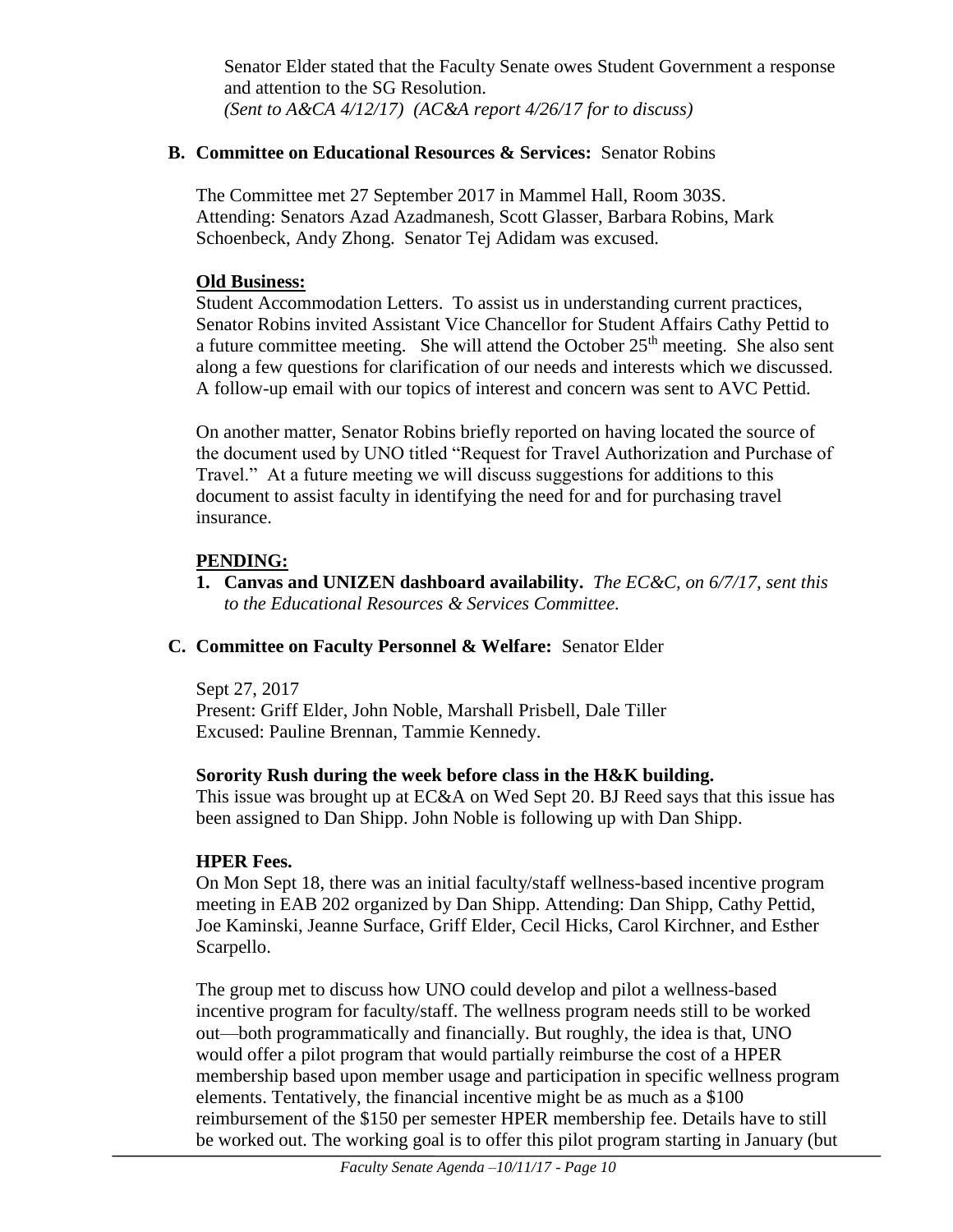Senator Elder stated that the Faculty Senate owes Student Government a response and attention to the SG Resolution.
*(Sent to A&CA 4/12/17) (AC&A report 4/26/17 for to discuss)*

**B. Committee on Educational Resources & Services:** Senator Robins

The Committee met 27 September 2017 in Mammel Hall, Room 303S.
Attending: Senators Azad Azadmanesh, Scott Glasser, Barbara Robins, Mark Schoenbeck, Andy Zhong. Senator Tej Adidam was excused.

**Old Business:**

Student Accommodation Letters. To assist us in understanding current practices, Senator Robins invited Assistant Vice Chancellor for Student Affairs Cathy Pettid to a future committee meeting. She will attend the October 25th meeting. She also sent along a few questions for clarification of our needs and interests which we discussed. A follow-up email with our topics of interest and concern was sent to AVC Pettid.

On another matter, Senator Robins briefly reported on having located the source of the document used by UNO titled "Request for Travel Authorization and Purchase of Travel." At a future meeting we will discuss suggestions for additions to this document to assist faculty in identifying the need for and for purchasing travel insurance.

**PENDING:**

1. **Canvas and UNIZEN dashboard availability.** *The EC&C, on 6/7/17, sent this to the Educational Resources & Services Committee.*

**C. Committee on Faculty Personnel & Welfare:** Senator Elder

Sept 27, 2017
Present: Griff Elder, John Noble, Marshall Prisbell, Dale Tiller
Excused: Pauline Brennan, Tammie Kennedy.

**Sorority Rush during the week before class in the H&K building.**
This issue was brought up at EC&A on Wed Sept 20. BJ Reed says that this issue has been assigned to Dan Shipp. John Noble is following up with Dan Shipp.

**HPER Fees.**
On Mon Sept 18, there was an initial faculty/staff wellness-based incentive program meeting in EAB 202 organized by Dan Shipp. Attending: Dan Shipp, Cathy Pettid, Joe Kaminski, Jeanne Surface, Griff Elder, Cecil Hicks, Carol Kirchner, and Esther Scarpello.

The group met to discuss how UNO could develop and pilot a wellness-based incentive program for faculty/staff. The wellness program needs still to be worked out—both programmatically and financially. But roughly, the idea is that, UNO would offer a pilot program that would partially reimburse the cost of a HPER membership based upon member usage and participation in specific wellness program elements. Tentatively, the financial incentive might be as much as a $100 reimbursement of the $150 per semester HPER membership fee. Details have to still be worked out. The working goal is to offer this pilot program starting in January (but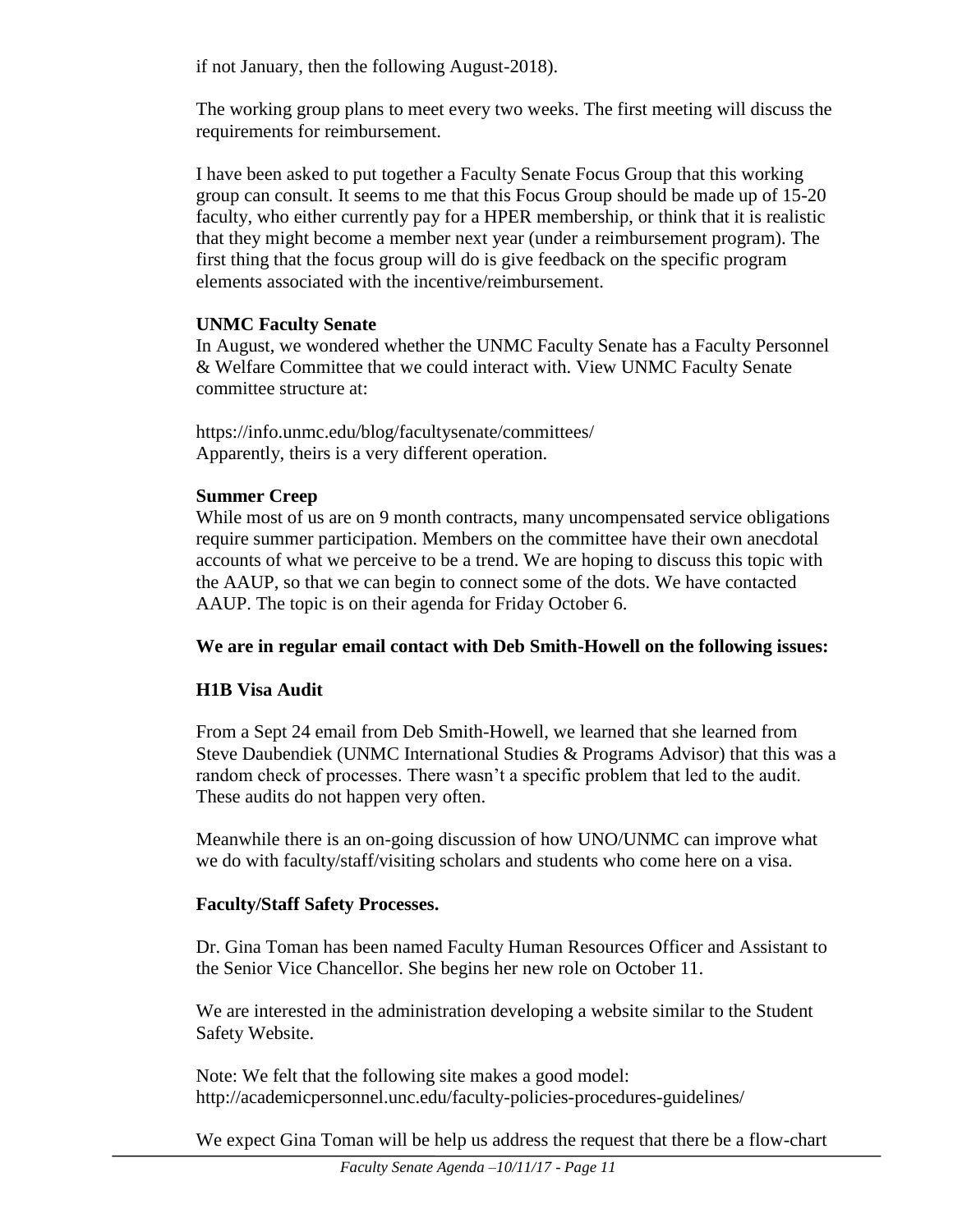if not January, then the following August-2018).

The working group plans to meet every two weeks. The first meeting will discuss the requirements for reimbursement.

I have been asked to put together a Faculty Senate Focus Group that this working group can consult. It seems to me that this Focus Group should be made up of 15-20 faculty, who either currently pay for a HPER membership, or think that it is realistic that they might become a member next year (under a reimbursement program). The first thing that the focus group will do is give feedback on the specific program elements associated with the incentive/reimbursement.

**UNMC Faculty Senate**

In August, we wondered whether the UNMC Faculty Senate has a Faculty Personnel & Welfare Committee that we could interact with. View UNMC Faculty Senate committee structure at:

https://info.unmc.edu/blog/facultysenate/committees/
Apparently, theirs is a very different operation.

**Summer Creep**

While most of us are on 9 month contracts, many uncompensated service obligations require summer participation. Members on the committee have their own anecdotal accounts of what we perceive to be a trend. We are hoping to discuss this topic with the AAUP, so that we can begin to connect some of the dots. We have contacted AAUP. The topic is on their agenda for Friday October 6.

**We are in regular email contact with Deb Smith-Howell on the following issues:**

**H1B Visa Audit**

From a Sept 24 email from Deb Smith-Howell, we learned that she learned from Steve Daubendiek (UNMC International Studies & Programs Advisor) that this was a random check of processes. There wasn't a specific problem that led to the audit. These audits do not happen very often.

Meanwhile there is an on-going discussion of how UNO/UNMC can improve what we do with faculty/staff/visiting scholars and students who come here on a visa.

**Faculty/Staff Safety Processes.**

Dr. Gina Toman has been named Faculty Human Resources Officer and Assistant to the Senior Vice Chancellor. She begins her new role on October 11.

We are interested in the administration developing a website similar to the Student Safety Website.

Note: We felt that the following site makes a good model:
http://academicpersonnel.unc.edu/faculty-policies-procedures-guidelines/

We expect Gina Toman will be help us address the request that there be a flow-chart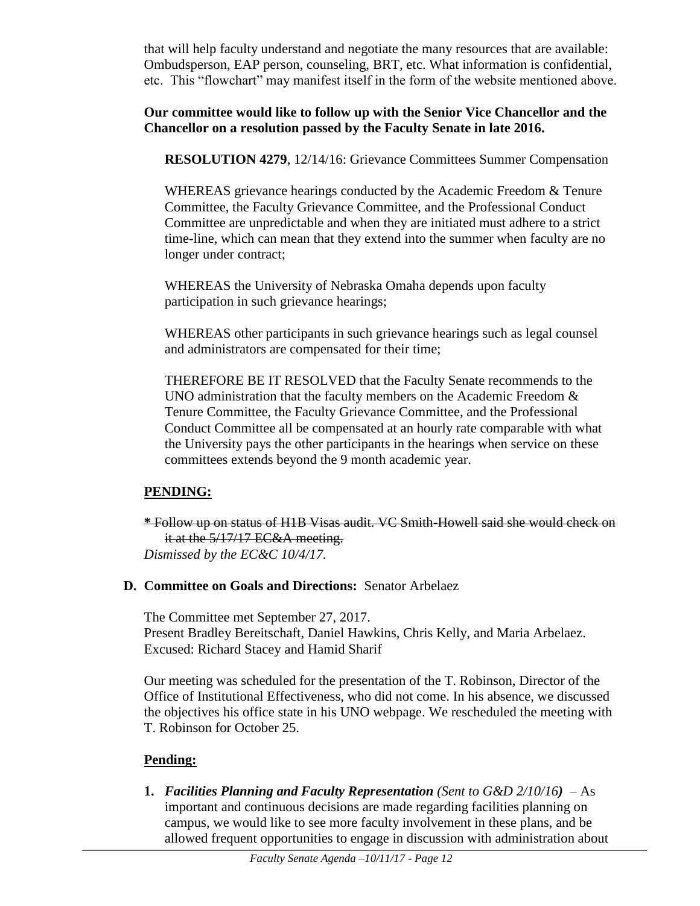that will help faculty understand and negotiate the many resources that are available: Ombudsperson, EAP person, counseling, BRT, etc. What information is confidential, etc. This "flowchart" may manifest itself in the form of the website mentioned above.

**Our committee would like to follow up with the Senior Vice Chancellor and the Chancellor on a resolution passed by the Faculty Senate in late 2016.**

**RESOLUTION 4279**, 12/14/16: Grievance Committees Summer Compensation

WHEREAS grievance hearings conducted by the Academic Freedom & Tenure Committee, the Faculty Grievance Committee, and the Professional Conduct Committee are unpredictable and when they are initiated must adhere to a strict time-line, which can mean that they extend into the summer when faculty are no longer under contract;

WHEREAS the University of Nebraska Omaha depends upon faculty participation in such grievance hearings;

WHEREAS other participants in such grievance hearings such as legal counsel and administrators are compensated for their time;

THEREFORE BE IT RESOLVED that the Faculty Senate recommends to the UNO administration that the faculty members on the Academic Freedom & Tenure Committee, the Faculty Grievance Committee, and the Professional Conduct Committee all be compensated at an hourly rate comparable with what the University pays the other participants in the hearings when service on these committees extends beyond the 9 month academic year.

**PENDING:**

~~* Follow up on status of H1B Visas audit. VC Smith-Howell said she would check on it at the 5/17/17 EC&A meeting.~~
*Dismissed by the EC&C 10/4/17.*

**D. Committee on Goals and Directions:** Senator Arbelaez

The Committee met September 27, 2017.
Present Bradley Bereitschaft, Daniel Hawkins, Chris Kelly, and Maria Arbelaez.
Excused: Richard Stacey and Hamid Sharif

Our meeting was scheduled for the presentation of the T. Robinson, Director of the Office of Institutional Effectiveness, who did not come. In his absence, we discussed the objectives his office state in his UNO webpage. We rescheduled the meeting with T. Robinson for October 25.

**Pending:**

1. ***Facilities Planning and Faculty Representation*** *(Sent to G&D 2/10/16)* – As important and continuous decisions are made regarding facilities planning on campus, we would like to see more faculty involvement in these plans, and be allowed frequent opportunities to engage in discussion with administration about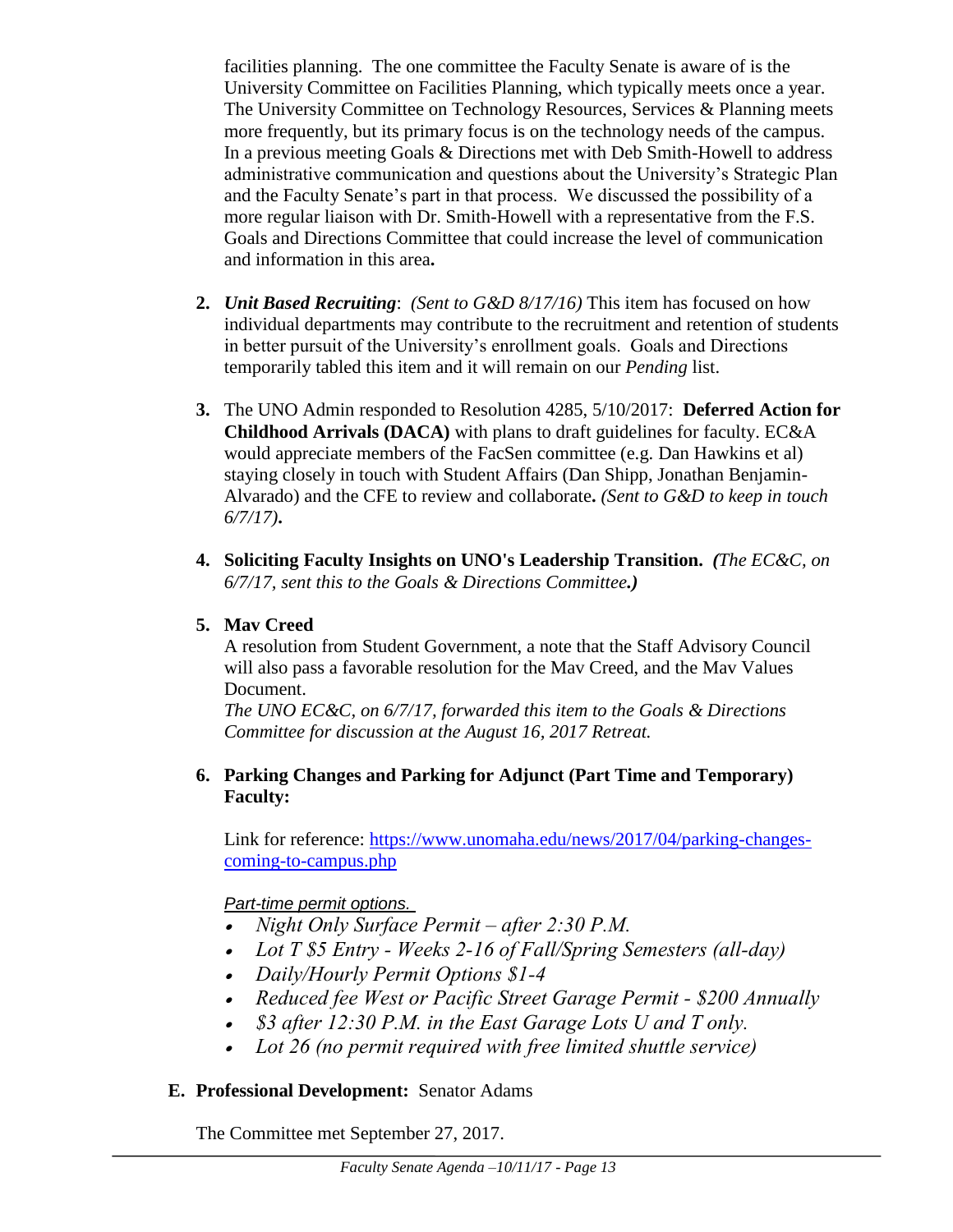facilities planning. The one committee the Faculty Senate is aware of is the University Committee on Facilities Planning, which typically meets once a year. The University Committee on Technology Resources, Services & Planning meets more frequently, but its primary focus is on the technology needs of the campus. In a previous meeting Goals & Directions met with Deb Smith-Howell to address administrative communication and questions about the University's Strategic Plan and the Faculty Senate's part in that process. We discussed the possibility of a more regular liaison with Dr. Smith-Howell with a representative from the F.S. Goals and Directions Committee that could increase the level of communication and information in this area**.**

2. ***Unit Based Recruiting***: *(Sent to G&D 8/17/16)* This item has focused on how individual departments may contribute to the recruitment and retention of students in better pursuit of the University's enrollment goals. Goals and Directions temporarily tabled this item and it will remain on our *Pending* list.

3. The UNO Admin responded to Resolution 4285, 5/10/2017: **Deferred Action for Childhood Arrivals (DACA)** with plans to draft guidelines for faculty. EC&A would appreciate members of the FacSen committee (e.g. Dan Hawkins et al) staying closely in touch with Student Affairs (Dan Shipp, Jonathan Benjamin-Alvarado) and the CFE to review and collaborate**.** *(Sent to G&D to keep in touch 6/7/17)***.**

4. **Soliciting Faculty Insights on UNO's Leadership Transition.** ***(****The EC&C, on 6/7/17, sent this to the Goals & Directions Committee****.)***

5. **Mav Creed**
   A resolution from Student Government, a note that the Staff Advisory Council will also pass a favorable resolution for the Mav Creed, and the Mav Values Document.
   *The UNO EC&C, on 6/7/17, forwarded this item to the Goals & Directions Committee for discussion at the August 16, 2017 Retreat.*

6. **Parking Changes and Parking for Adjunct (Part Time and Temporary) Faculty:**

   Link for reference: https://www.unomaha.edu/news/2017/04/parking-changes-coming-to-campus.php

   *Part-time permit options.*
   - *Night Only Surface Permit – after 2:30 P.M.*
   - *Lot T $5 Entry - Weeks 2-16 of Fall/Spring Semesters (all-day)*
   - *Daily/Hourly Permit Options $1-4*
   - *Reduced fee West or Pacific Street Garage Permit - $200 Annually*
   - *$3 after 12:30 P.M. in the East Garage Lots U and T only.*
   - *Lot 26 (no permit required with free limited shuttle service)*

**E. Professional Development:** Senator Adams

The Committee met September 27, 2017.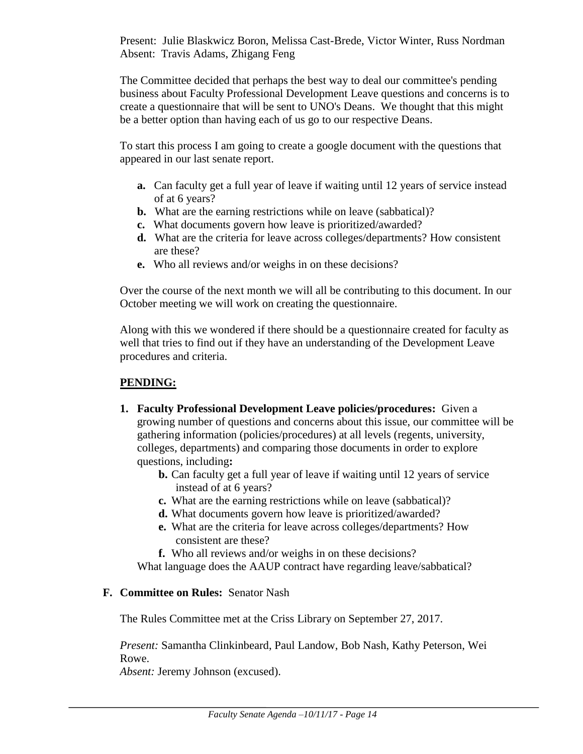Present: Julie Blaskwicz Boron, Melissa Cast-Brede, Victor Winter, Russ Nordman
Absent: Travis Adams, Zhigang Feng

The Committee decided that perhaps the best way to deal our committee's pending business about Faculty Professional Development Leave questions and concerns is to create a questionnaire that will be sent to UNO's Deans. We thought that this might be a better option than having each of us go to our respective Deans.

To start this process I am going to create a google document with the questions that appeared in our last senate report.

- **a.** Can faculty get a full year of leave if waiting until 12 years of service instead of at 6 years?
- **b.** What are the earning restrictions while on leave (sabbatical)?
- **c.** What documents govern how leave is prioritized/awarded?
- **d.** What are the criteria for leave across colleges/departments? How consistent are these?
- **e.** Who all reviews and/or weighs in on these decisions?

Over the course of the next month we will all be contributing to this document. In our October meeting we will work on creating the questionnaire.

Along with this we wondered if there should be a questionnaire created for faculty as well that tries to find out if they have an understanding of the Development Leave procedures and criteria.

**PENDING:**

1. **Faculty Professional Development Leave policies/procedures:** Given a growing number of questions and concerns about this issue, our committee will be gathering information (policies/procedures) at all levels (regents, university, colleges, departments) and comparing those documents in order to explore questions, including**:**
   - **b.** Can faculty get a full year of leave if waiting until 12 years of service instead of at 6 years?
   - **c.** What are the earning restrictions while on leave (sabbatical)?
   - **d.** What documents govern how leave is prioritized/awarded?
   - **e.** What are the criteria for leave across colleges/departments? How consistent are these?
   - **f.** Who all reviews and/or weighs in on these decisions?

   What language does the AAUP contract have regarding leave/sabbatical?

**F. Committee on Rules:** Senator Nash

The Rules Committee met at the Criss Library on September 27, 2017.

*Present:* Samantha Clinkinbeard, Paul Landow, Bob Nash, Kathy Peterson, Wei Rowe.
*Absent:* Jeremy Johnson (excused).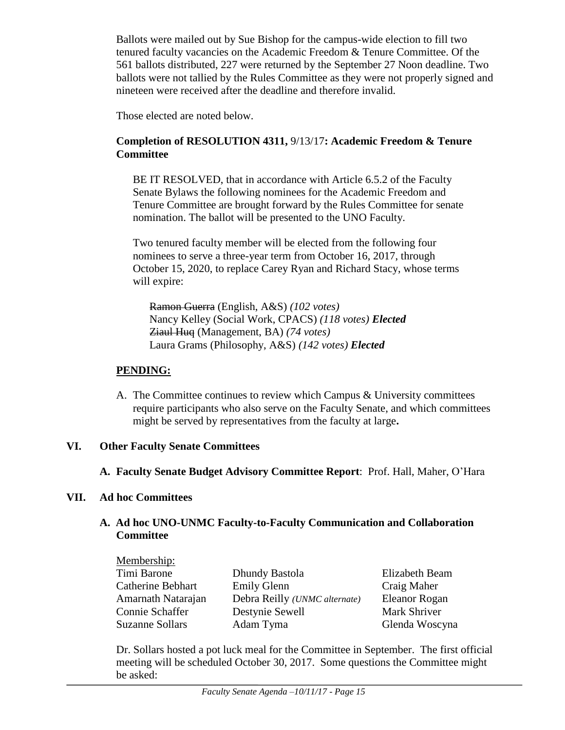Ballots were mailed out by Sue Bishop for the campus-wide election to fill two tenured faculty vacancies on the Academic Freedom & Tenure Committee. Of the 561 ballots distributed, 227 were returned by the September 27 Noon deadline. Two ballots were not tallied by the Rules Committee as they were not properly signed and nineteen were received after the deadline and therefore invalid.

Those elected are noted below.

**Completion of RESOLUTION 4311,** 9/13/17**: Academic Freedom & Tenure Committee**

BE IT RESOLVED, that in accordance with Article 6.5.2 of the Faculty Senate Bylaws the following nominees for the Academic Freedom and Tenure Committee are brought forward by the Rules Committee for senate nomination. The ballot will be presented to the UNO Faculty.

Two tenured faculty member will be elected from the following four nominees to serve a three-year term from October 16, 2017, through October 15, 2020, to replace Carey Ryan and Richard Stacy, whose terms will expire:

~~Ramon Guerra~~ (English, A&S) *(102 votes)*
Nancy Kelley (Social Work, CPACS) *(118 votes)* ***Elected***
~~Ziaul Huq~~ (Management, BA) *(74 votes)*
Laura Grams (Philosophy, A&S) *(142 votes)* ***Elected***

**PENDING:**

A. The Committee continues to review which Campus & University committees require participants who also serve on the Faculty Senate, and which committees might be served by representatives from the faculty at large**.**

## VI. Other Faculty Senate Committees

**A. Faculty Senate Budget Advisory Committee Report**: Prof. Hall, Maher, O'Hara

## VII. Ad hoc Committees

### A. Ad hoc UNO-UNMC Faculty-to-Faculty Communication and Collaboration Committee

Membership:

| | | |
|---|---|---|
| Timi Barone | Dhundy Bastola | Elizabeth Beam |
| Catherine Bebhart | Emily Glenn | Craig Maher |
| Amarnath Natarajan | Debra Reilly *(UNMC alternate)* | Eleanor Rogan |
| Connie Schaffer | Destynie Sewell | Mark Shriver |
| Suzanne Sollars | Adam Tyma | Glenda Woscyna |

Dr. Sollars hosted a pot luck meal for the Committee in September. The first official meeting will be scheduled October 30, 2017. Some questions the Committee might be asked: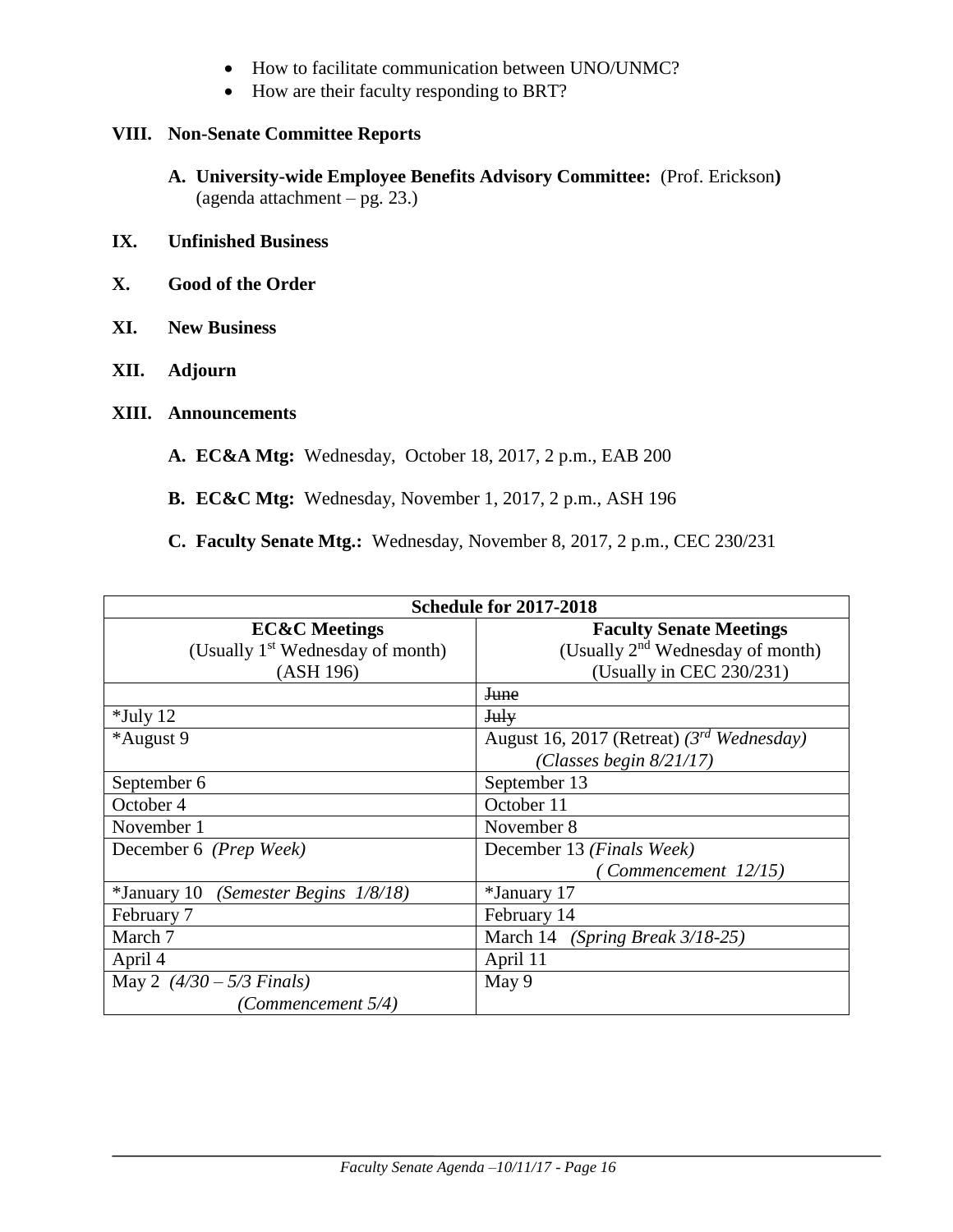- How to facilitate communication between UNO/UNMC?
- How are their faculty responding to BRT?

## VIII. Non-Senate Committee Reports

**A. University-wide Employee Benefits Advisory Committee:** (Prof. Erickson**)** (agenda attachment – pg. 23.)

## IX. Unfinished Business

## X. Good of the Order

## XI. New Business

## XII. Adjourn

## XIII. Announcements

**A. EC&A Mtg:** Wednesday, October 18, 2017, 2 p.m., EAB 200

**B. EC&C Mtg:** Wednesday, November 1, 2017, 2 p.m., ASH 196

**C. Faculty Senate Mtg.:** Wednesday, November 8, 2017, 2 p.m., CEC 230/231

| **Schedule for 2017-2018** | |
|---|---|
| **EC&C Meetings** (Usually 1st Wednesday of month) (ASH 196) | **Faculty Senate Meetings** (Usually 2nd Wednesday of month) (Usually in CEC 230/231) |
| | ~~June~~ |
| *July 12 | ~~July~~ |
| *August 9 | August 16, 2017 (Retreat) *(3rd Wednesday)* *(Classes begin 8/21/17)* |
| September 6 | September 13 |
| October 4 | October 11 |
| November 1 | November 8 |
| December 6 *(Prep Week)* | December 13 *(Finals Week)* *( Commencement 12/15)* |
| *January 10 *(Semester Begins 1/8/18)* | *January 17 |
| February 7 | February 14 |
| March 7 | March 14 *(Spring Break 3/18-25)* |
| April 4 | April 11 |
| May 2 *(4/30 – 5/3 Finals)* *(Commencement 5/4)* | May 9 |